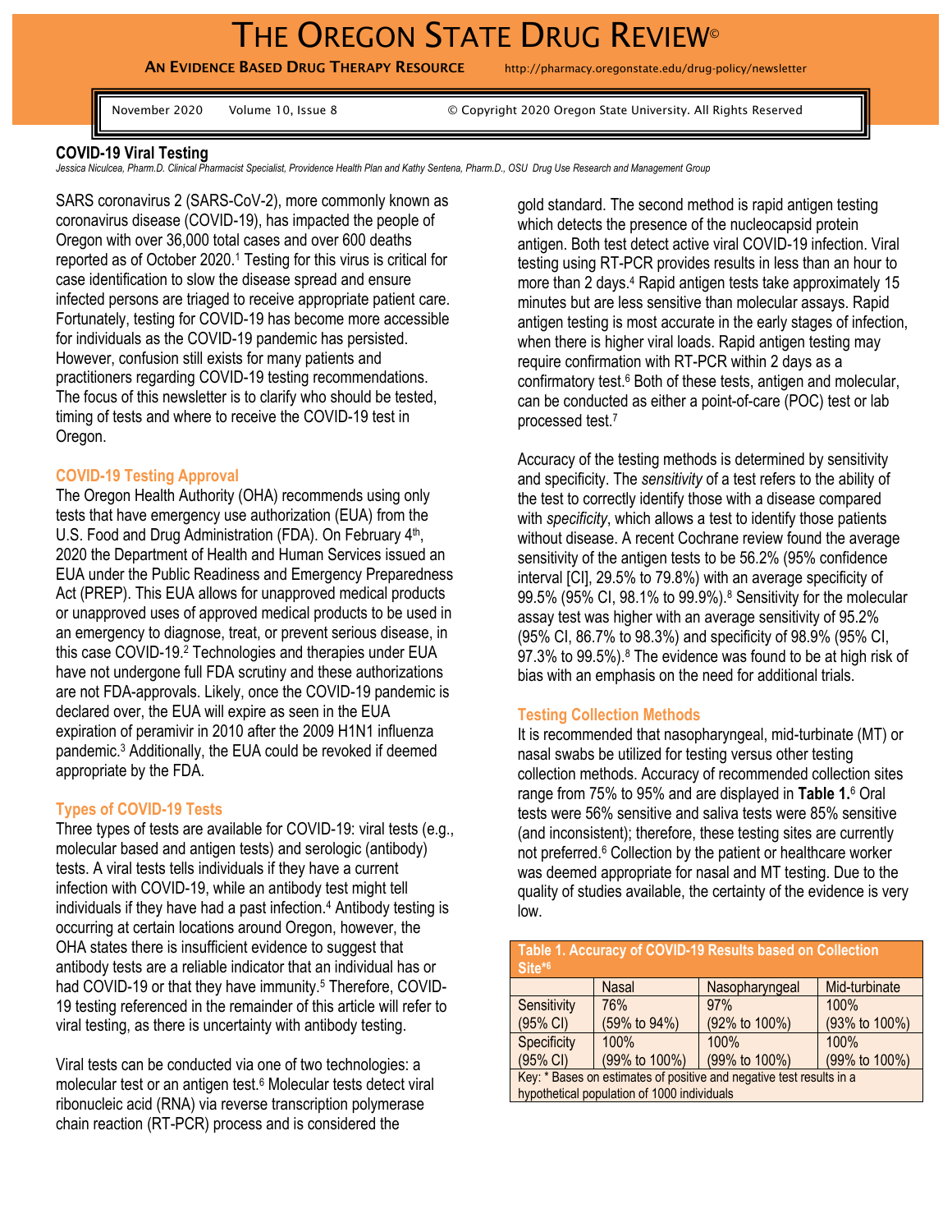# The Oregon State Drug Review©

**An Evidence Based Drug Therapy Resource** http://pharmacy.oregonstate.edu/drug-policy/newsletter

November 2020 Volume 10, Issue 8 © Copyright 2020 Oregon State University. All Rights Reserved

## COVID-19 Viral Testing

*Jessica Niculcea, Pharm.D. Clinical Pharmacist Specialist, Providence Health Plan and Kathy Sentena, Pharm.D., OSU Drug Use Research and Management Group*

SARS coronavirus 2 (SARS-CoV-2), more commonly known as coronavirus disease (COVID-19), has impacted the people of Oregon with over 36,000 total cases and over 600 deaths reported as of October 2020.[1] Testing for this virus is critical for case identification to slow the disease spread and ensure infected persons are triaged to receive appropriate patient care. Fortunately, testing for COVID-19 has become more accessible for individuals as the COVID-19 pandemic has persisted. However, confusion still exists for many patients and practitioners regarding COVID-19 testing recommendations. The focus of this newsletter is to clarify who should be tested, timing of tests and where to receive the COVID-19 test in Oregon.

### COVID-19 Testing Approval

The Oregon Health Authority (OHA) recommends using only tests that have emergency use authorization (EUA) from the U.S. Food and Drug Administration (FDA). On February 4th, 2020 the Department of Health and Human Services issued an EUA under the Public Readiness and Emergency Preparedness Act (PREP). This EUA allows for unapproved medical products or unapproved uses of approved medical products to be used in an emergency to diagnose, treat, or prevent serious disease, in this case COVID-19.[2] Technologies and therapies under EUA have not undergone full FDA scrutiny and these authorizations are not FDA-approvals. Likely, once the COVID-19 pandemic is declared over, the EUA will expire as seen in the EUA expiration of peramivir in 2010 after the 2009 H1N1 influenza pandemic.[3] Additionally, the EUA could be revoked if deemed appropriate by the FDA.

### Types of COVID-19 Tests

Three types of tests are available for COVID-19: viral tests (e.g., molecular based and antigen tests) and serologic (antibody) tests. A viral tests tells individuals if they have a current infection with COVID-19, while an antibody test might tell individuals if they have had a past infection.[4] Antibody testing is occurring at certain locations around Oregon, however, the OHA states there is insufficient evidence to suggest that antibody tests are a reliable indicator that an individual has or had COVID-19 or that they have immunity.[5] Therefore, COVID-19 testing referenced in the remainder of this article will refer to viral testing, as there is uncertainty with antibody testing.

Viral tests can be conducted via one of two technologies: a molecular test or an antigen test.[6] Molecular tests detect viral ribonucleic acid (RNA) via reverse transcription polymerase chain reaction (RT-PCR) process and is considered the gold standard. The second method is rapid antigen testing which detects the presence of the nucleocapsid protein antigen. Both test detect active viral COVID-19 infection. Viral testing using RT-PCR provides results in less than an hour to more than 2 days.[4] Rapid antigen tests take approximately 15 minutes but are less sensitive than molecular assays. Rapid antigen testing is most accurate in the early stages of infection, when there is higher viral loads. Rapid antigen testing may require confirmation with RT-PCR within 2 days as a confirmatory test.[6] Both of these tests, antigen and molecular, can be conducted as either a point-of-care (POC) test or lab processed test.[7]

Accuracy of the testing methods is determined by sensitivity and specificity. The *sensitivity* of a test refers to the ability of the test to correctly identify those with a disease compared with *specificity*, which allows a test to identify those patients without disease. A recent Cochrane review found the average sensitivity of the antigen tests to be 56.2% (95% confidence interval [CI], 29.5% to 79.8%) with an average specificity of 99.5% (95% CI, 98.1% to 99.9%).[8] Sensitivity for the molecular assay test was higher with an average sensitivity of 95.2% (95% CI, 86.7% to 98.3%) and specificity of 98.9% (95% CI, 97.3% to 99.5%).[8] The evidence was found to be at high risk of bias with an emphasis on the need for additional trials.

### Testing Collection Methods

It is recommended that nasopharyngeal, mid-turbinate (MT) or nasal swabs be utilized for testing versus other testing collection methods. Accuracy of recommended collection sites range from 75% to 95% and are displayed in **Table 1.**[6] Oral tests were 56% sensitive and saliva tests were 85% sensitive (and inconsistent); therefore, these testing sites are currently not preferred.[6] Collection by the patient or healthcare worker was deemed appropriate for nasal and MT testing. Due to the quality of studies available, the certainty of the evidence is very low.

**Table 1. Accuracy of COVID-19 Results based on Collection Site*[6]**

| | Nasal | Nasopharyngeal | Mid-turbinate |
|---|---|---|---|
| Sensitivity (95% CI) | 76% (59% to 94%) | 97% (92% to 100%) | 100% (93% to 100%) |
| Specificity (95% CI) | 100% (99% to 100%) | 100% (99% to 100%) | 100% (99% to 100%) |

Key: * Bases on estimates of positive and negative test results in a hypothetical population of 1000 individuals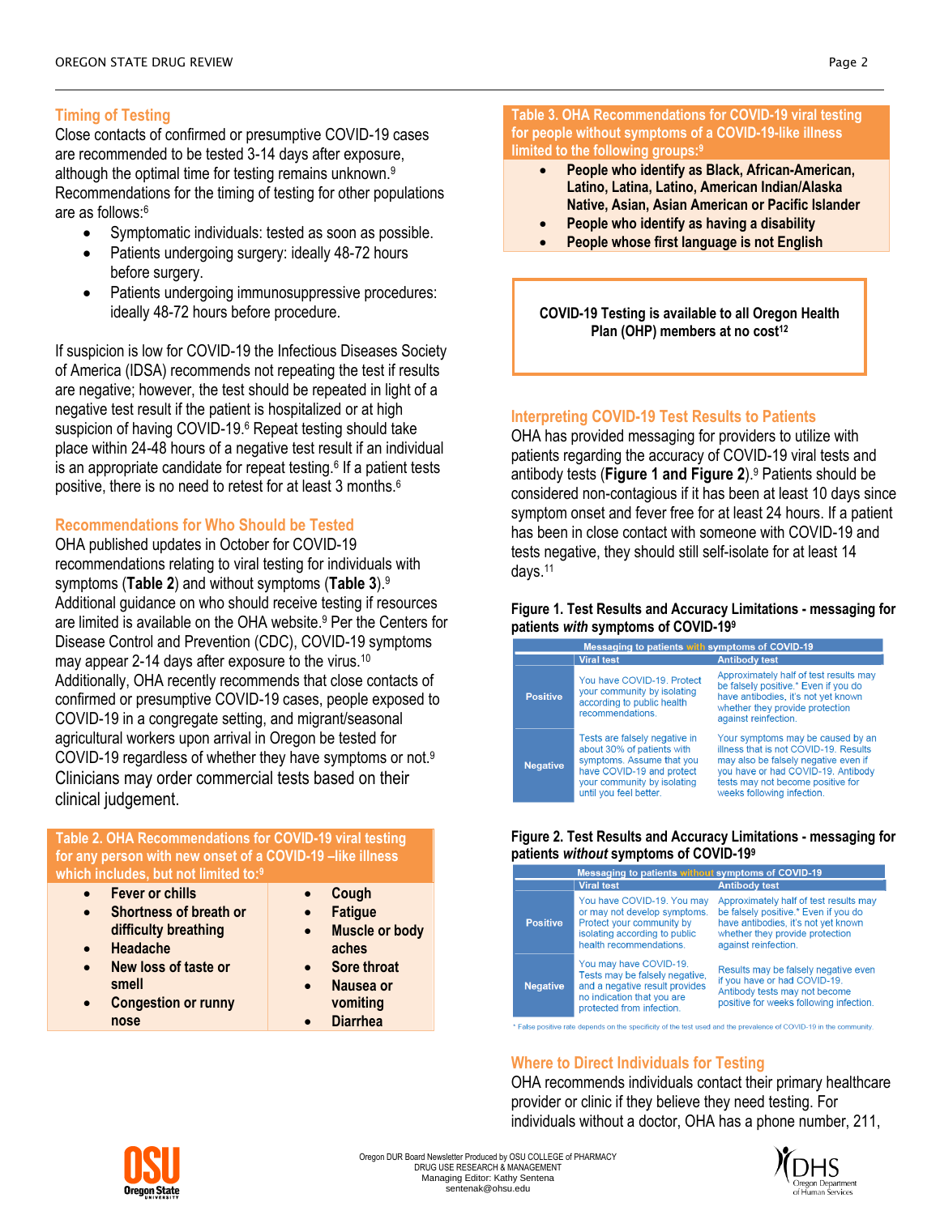## Timing of Testing

Close contacts of confirmed or presumptive COVID-19 cases are recommended to be tested 3-14 days after exposure, although the optimal time for testing remains unknown.[9] Recommendations for the timing of testing for other populations are as follows:[6]

- Symptomatic individuals: tested as soon as possible.
- Patients undergoing surgery: ideally 48-72 hours before surgery.
- Patients undergoing immunosuppressive procedures: ideally 48-72 hours before procedure.

If suspicion is low for COVID-19 the Infectious Diseases Society of America (IDSA) recommends not repeating the test if results are negative; however, the test should be repeated in light of a negative test result if the patient is hospitalized or at high suspicion of having COVID-19.[6] Repeat testing should take place within 24-48 hours of a negative test result if an individual is an appropriate candidate for repeat testing.[6] If a patient tests positive, there is no need to retest for at least 3 months.[6]

## Recommendations for Who Should be Tested

OHA published updates in October for COVID-19 recommendations relating to viral testing for individuals with symptoms (**Table 2**) and without symptoms (**Table 3**).[9] Additional guidance on who should receive testing if resources are limited is available on the OHA website.[9] Per the Centers for Disease Control and Prevention (CDC), COVID-19 symptoms may appear 2-14 days after exposure to the virus.[10] Additionally, OHA recently recommends that close contacts of confirmed or presumptive COVID-19 cases, people exposed to COVID-19 in a congregate setting, and migrant/seasonal agricultural workers upon arrival in Oregon be tested for COVID-19 regardless of whether they have symptoms or not.[9] Clinicians may order commercial tests based on their clinical judgement.

**Table 2. OHA Recommendations for COVID-19 viral testing for any person with new onset of a COVID-19 –like illness which includes, but not limited to:[9]**

| | |
|---|---|
| Fever or chills | Cough |
| Shortness of breath or difficulty breathing | Fatigue |
| Headache | Muscle or body aches |
| New loss of taste or smell | Sore throat |
| Congestion or runny nose | Nausea or vomiting |
| | Diarrhea |

**Table 3. OHA Recommendations for COVID-19 viral testing for people without symptoms of a COVID-19-like illness limited to the following groups:[9]**

- **People who identify as Black, African-American, Latino, Latina, Latino, American Indian/Alaska Native, Asian, Asian American or Pacific Islander**
- **People who identify as having a disability**
- **People whose first language is not English**

**COVID-19 Testing is available to all Oregon Health Plan (OHP) members at no cost[12]**

## Interpreting COVID-19 Test Results to Patients

OHA has provided messaging for providers to utilize with patients regarding the accuracy of COVID-19 viral tests and antibody tests (**Figure 1 and Figure 2**).[9] Patients should be considered non-contagious if it has been at least 10 days since symptom onset and fever free for at least 24 hours. If a patient has been in close contact with someone with COVID-19 and tests negative, they should still self-isolate for at least 14 days.[11]

**Figure 1. Test Results and Accuracy Limitations - messaging for patients *with* symptoms of COVID-19[9]**

| Messaging to patients with symptoms of COVID-19 | | |
|---|---|---|
| | Viral test | Antibody test |
| Positive | You have COVID-19. Protect your community by isolating according to public health recommendations. | Approximately half of test results may be falsely positive.* Even if you do have antibodies, it's not yet known whether they provide protection against reinfection. |
| Negative | Tests are falsely negative in about 30% of patients with symptoms. Assume that you have COVID-19 and protect your community by isolating until you feel better. | Your symptoms may be caused by an illness that is not COVID-19. Results may also be falsely negative even if you have or had COVID-19. Antibody tests may not become positive for weeks following infection. |

**Figure 2. Test Results and Accuracy Limitations - messaging for patients *without* symptoms of COVID-19[9]**

| Messaging to patients without symptoms of COVID-19 | | |
|---|---|---|
| | Viral test | Antibody test |
| Positive | You have COVID-19. You may or may not develop symptoms. Protect your community by isolating according to public health recommendations. | Approximately half of test results may be falsely positive.* Even if you do have antibodies, it's not yet known whether they provide protection against reinfection. |
| Negative | You may have COVID-19. Tests may be falsely negative, and a negative result provides no indication that you are protected from infection. | Results may be falsely negative even if you have or had COVID-19. Antibody tests may not become positive for weeks following infection. |

\* False positive rate depends on the specificity of the test used and the prevalence of COVID-19 in the community.

## Where to Direct Individuals for Testing

OHA recommends individuals contact their primary healthcare provider or clinic if they believe they need testing. For individuals without a doctor, OHA has a phone number, 211,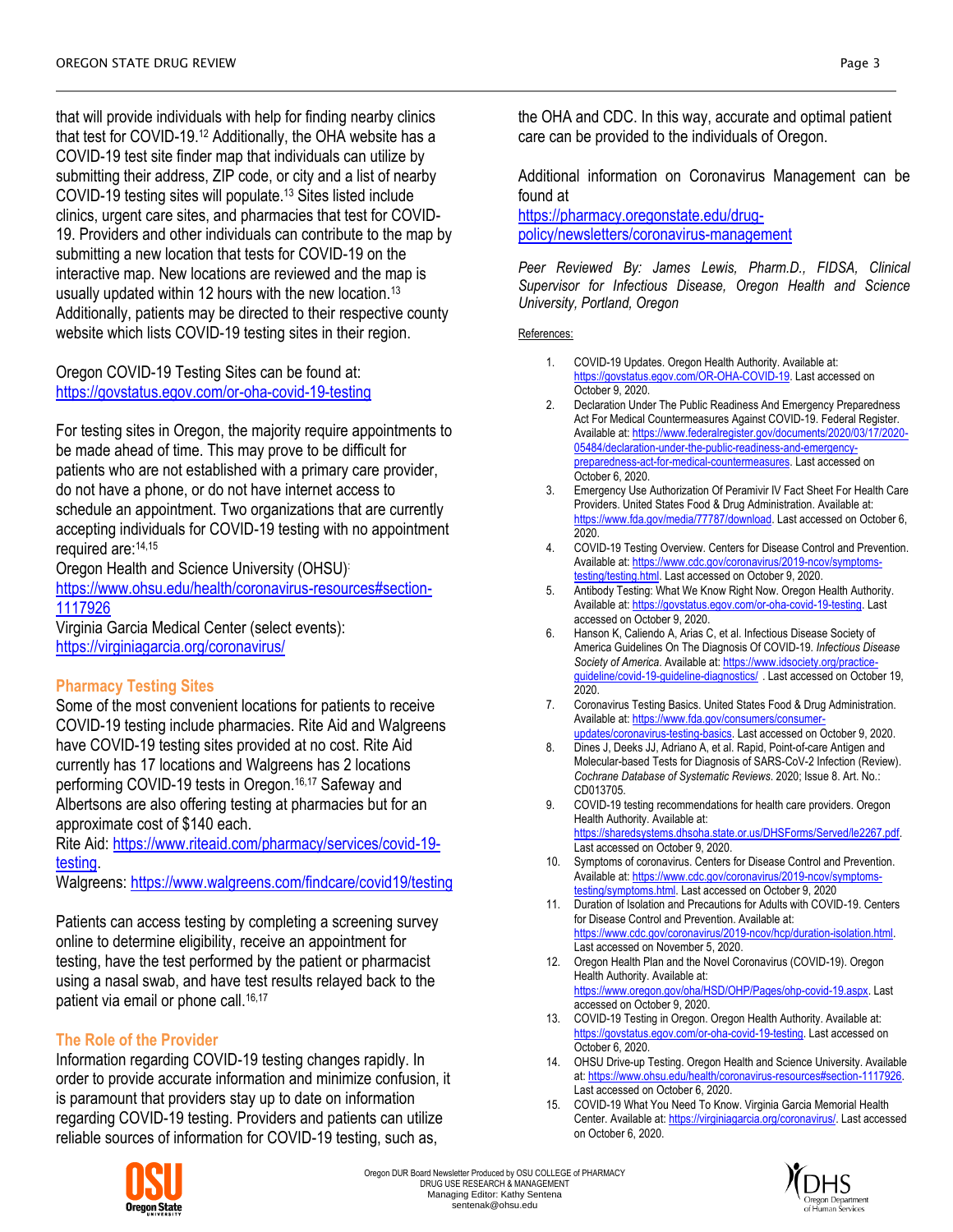that will provide individuals with help for finding nearby clinics that test for COVID-19.[12] Additionally, the OHA website has a COVID-19 test site finder map that individuals can utilize by submitting their address, ZIP code, or city and a list of nearby COVID-19 testing sites will populate.[13] Sites listed include clinics, urgent care sites, and pharmacies that test for COVID-19. Providers and other individuals can contribute to the map by submitting a new location that tests for COVID-19 on the interactive map. New locations are reviewed and the map is usually updated within 12 hours with the new location.[13] Additionally, patients may be directed to their respective county website which lists COVID-19 testing sites in their region.

Oregon COVID-19 Testing Sites can be found at: https://govstatus.egov.com/or-oha-covid-19-testing

For testing sites in Oregon, the majority require appointments to be made ahead of time. This may prove to be difficult for patients who are not established with a primary care provider, do not have a phone, or do not have internet access to schedule an appointment. Two organizations that are currently accepting individuals for COVID-19 testing with no appointment required are:[14,15]

Oregon Health and Science University (OHSU): https://www.ohsu.edu/health/coronavirus-resources#section-1117926

Virginia Garcia Medical Center (select events): https://virginiagarcia.org/coronavirus/

### Pharmacy Testing Sites

Some of the most convenient locations for patients to receive COVID-19 testing include pharmacies. Rite Aid and Walgreens have COVID-19 testing sites provided at no cost. Rite Aid currently has 17 locations and Walgreens has 2 locations performing COVID-19 tests in Oregon.[16,17] Safeway and Albertsons are also offering testing at pharmacies but for an approximate cost of $140 each.

Rite Aid: https://www.riteaid.com/pharmacy/services/covid-19-testing.

Walgreens: https://www.walgreens.com/findcare/covid19/testing

Patients can access testing by completing a screening survey online to determine eligibility, receive an appointment for testing, have the test performed by the patient or pharmacist using a nasal swab, and have test results relayed back to the patient via email or phone call.[16,17]

### The Role of the Provider

Information regarding COVID-19 testing changes rapidly. In order to provide accurate information and minimize confusion, it is paramount that providers stay up to date on information regarding COVID-19 testing. Providers and patients can utilize reliable sources of information for COVID-19 testing, such as, the OHA and CDC. In this way, accurate and optimal patient care can be provided to the individuals of Oregon.

Additional information on Coronavirus Management can be found at https://pharmacy.oregonstate.edu/drug-policy/newsletters/coronavirus-management

*Peer Reviewed By: James Lewis, Pharm.D., FIDSA, Clinical Supervisor for Infectious Disease, Oregon Health and Science University, Portland, Oregon*

References:

1. COVID-19 Updates. Oregon Health Authority. Available at: https://govstatus.egov.com/OR-OHA-COVID-19. Last accessed on October 9, 2020.
2. Declaration Under The Public Readiness And Emergency Preparedness Act For Medical Countermeasures Against COVID-19. Federal Register. Available at: https://www.federalregister.gov/documents/2020/03/17/2020-05484/declaration-under-the-public-readiness-and-emergency-preparedness-act-for-medical-countermeasures. Last accessed on October 6, 2020.
3. Emergency Use Authorization Of Peramivir IV Fact Sheet For Health Care Providers. United States Food & Drug Administration. Available at: https://www.fda.gov/media/77787/download. Last accessed on October 6, 2020.
4. COVID-19 Testing Overview. Centers for Disease Control and Prevention. Available at: https://www.cdc.gov/coronavirus/2019-ncov/symptoms-testing/testing.html. Last accessed on October 9, 2020.
5. Antibody Testing: What We Know Right Now. Oregon Health Authority. Available at: https://govstatus.egov.com/or-oha-covid-19-testing. Last accessed on October 9, 2020.
6. Hanson K, Caliendo A, Arias C, et al. Infectious Disease Society of America Guidelines On The Diagnosis Of COVID-19. *Infectious Disease Society of America*. Available at: https://www.idsociety.org/practice-guideline/covid-19-guideline-diagnostics/ . Last accessed on October 19, 2020.
7. Coronavirus Testing Basics. United States Food & Drug Administration. Available at: https://www.fda.gov/consumers/consumer-updates/coronavirus-testing-basics. Last accessed on October 9, 2020.
8. Dines J, Deeks JJ, Adriano A, et al. Rapid, Point-of-care Antigen and Molecular-based Tests for Diagnosis of SARS-CoV-2 Infection (Review). *Cochrane Database of Systematic Reviews*. 2020; Issue 8. Art. No.: CD013705.
9. COVID-19 testing recommendations for health care providers. Oregon Health Authority. Available at: https://sharedsystems.dhsoha.state.or.us/DHSForms/Served/le2267.pdf. Last accessed on October 9, 2020.
10. Symptoms of coronavirus. Centers for Disease Control and Prevention. Available at: https://www.cdc.gov/coronavirus/2019-ncov/symptoms-testing/symptoms.html. Last accessed on October 9, 2020
11. Duration of Isolation and Precautions for Adults with COVID-19. Centers for Disease Control and Prevention. Available at: https://www.cdc.gov/coronavirus/2019-ncov/hcp/duration-isolation.html. Last accessed on November 5, 2020.
12. Oregon Health Plan and the Novel Coronavirus (COVID-19). Oregon Health Authority. Available at: https://www.oregon.gov/oha/HSD/OHP/Pages/ohp-covid-19.aspx. Last accessed on October 9, 2020.
13. COVID-19 Testing in Oregon. Oregon Health Authority. Available at: https://govstatus.egov.com/or-oha-covid-19-testing. Last accessed on October 6, 2020.
14. OHSU Drive-up Testing. Oregon Health and Science University. Available at: https://www.ohsu.edu/health/coronavirus-resources#section-1117926. Last accessed on October 6, 2020.
15. COVID-19 What You Need To Know. Virginia Garcia Memorial Health Center. Available at: https://virginiagarcia.org/coronavirus/. Last accessed on October 6, 2020.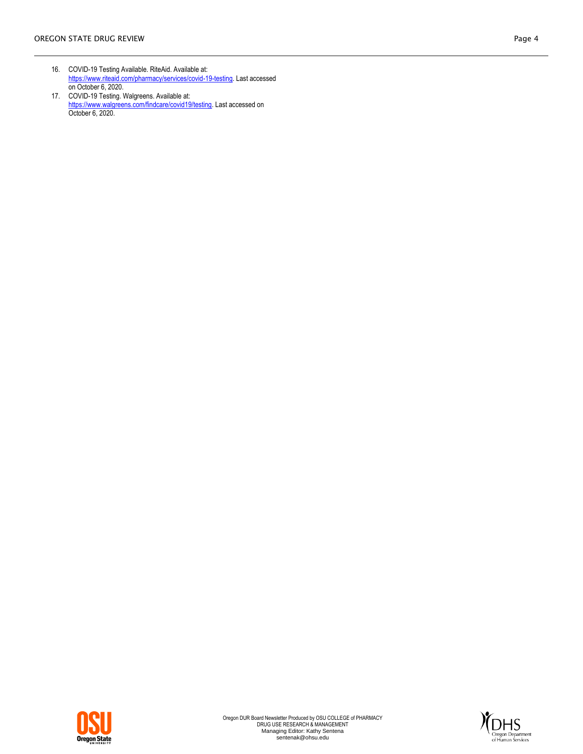16. COVID-19 Testing Available. RiteAid. Available at: https://www.riteaid.com/pharmacy/services/covid-19-testing. Last accessed on October 6, 2020.
17. COVID-19 Testing. Walgreens. Available at: https://www.walgreens.com/findcare/covid19/testing. Last accessed on October 6, 2020.

Oregon DUR Board Newsletter Produced by OSU COLLEGE of PHARMACY
DRUG USE RESEARCH & MANAGEMENT
Managing Editor: Kathy Sentena
sentenak@ohsu.edu